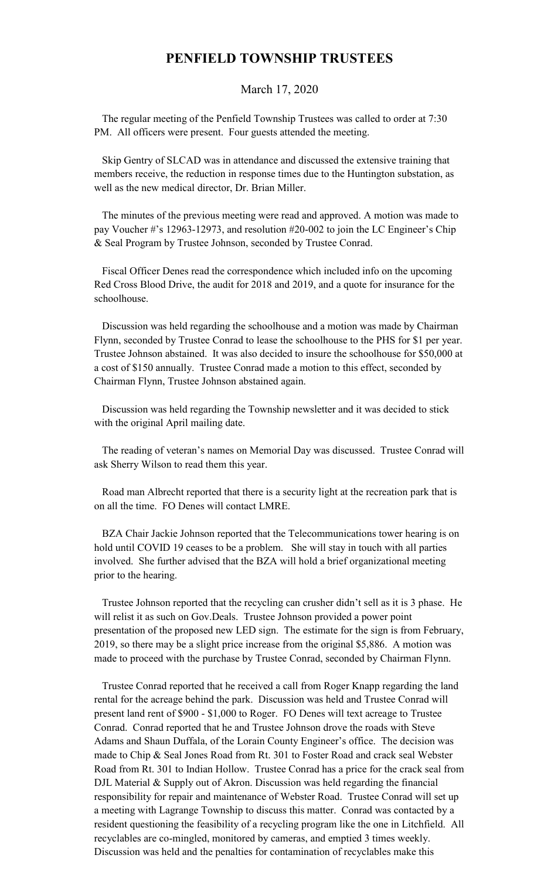# PENFIELD TOWNSHIP TRUSTEES

March 17, 2020

The regular meeting of the Penfield Township Trustees was called to order at 7:30 PM. All officers were present. Four guests attended the meeting.

Skip Gentry of SLCAD was in attendance and discussed the extensive training that members receive, the reduction in response times due to the Huntington substation, as well as the new medical director, Dr. Brian Miller.

The minutes of the previous meeting were read and approved. A motion was made to pay Voucher #'s 12963-12973, and resolution #20-002 to join the LC Engineer's Chip & Seal Program by Trustee Johnson, seconded by Trustee Conrad.

Fiscal Officer Denes read the correspondence which included info on the upcoming Red Cross Blood Drive, the audit for 2018 and 2019, and a quote for insurance for the schoolhouse.

Discussion was held regarding the schoolhouse and a motion was made by Chairman Flynn, seconded by Trustee Conrad to lease the schoolhouse to the PHS for $1 per year. Trustee Johnson abstained. It was also decided to insure the schoolhouse for $50,000 at a cost of $150 annually. Trustee Conrad made a motion to this effect, seconded by Chairman Flynn, Trustee Johnson abstained again.

Discussion was held regarding the Township newsletter and it was decided to stick with the original April mailing date.

The reading of veteran's names on Memorial Day was discussed. Trustee Conrad will ask Sherry Wilson to read them this year.

Road man Albrecht reported that there is a security light at the recreation park that is on all the time. FO Denes will contact LMRE.

BZA Chair Jackie Johnson reported that the Telecommunications tower hearing is on hold until COVID 19 ceases to be a problem. She will stay in touch with all parties involved. She further advised that the BZA will hold a brief organizational meeting prior to the hearing.

Trustee Johnson reported that the recycling can crusher didn't sell as it is 3 phase. He will relist it as such on Gov.Deals. Trustee Johnson provided a power point presentation of the proposed new LED sign. The estimate for the sign is from February, 2019, so there may be a slight price increase from the original $5,886. A motion was made to proceed with the purchase by Trustee Conrad, seconded by Chairman Flynn.

Trustee Conrad reported that he received a call from Roger Knapp regarding the land rental for the acreage behind the park. Discussion was held and Trustee Conrad will present land rent of $900 - $1,000 to Roger. FO Denes will text acreage to Trustee Conrad. Conrad reported that he and Trustee Johnson drove the roads with Steve Adams and Shaun Duffala, of the Lorain County Engineer's office. The decision was made to Chip & Seal Jones Road from Rt. 301 to Foster Road and crack seal Webster Road from Rt. 301 to Indian Hollow. Trustee Conrad has a price for the crack seal from DJL Material & Supply out of Akron. Discussion was held regarding the financial responsibility for repair and maintenance of Webster Road. Trustee Conrad will set up a meeting with Lagrange Township to discuss this matter. Conrad was contacted by a resident questioning the feasibility of a recycling program like the one in Litchfield. All recyclables are co-mingled, monitored by cameras, and emptied 3 times weekly. Discussion was held and the penalties for contamination of recyclables make this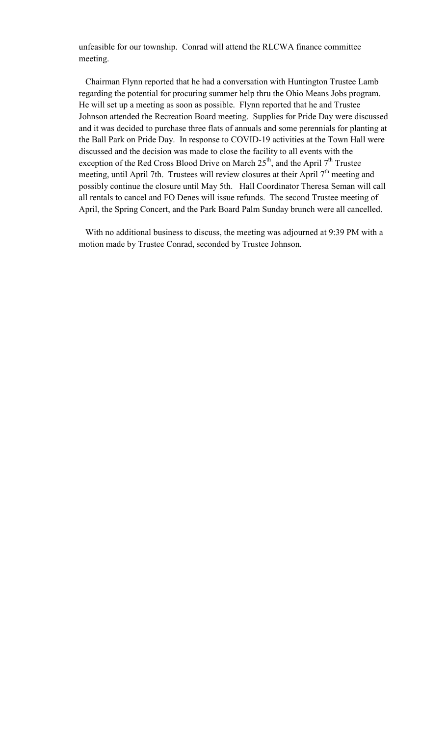unfeasible for our township. Conrad will attend the RLCWA finance committee meeting.

Chairman Flynn reported that he had a conversation with Huntington Trustee Lamb regarding the potential for procuring summer help thru the Ohio Means Jobs program. He will set up a meeting as soon as possible. Flynn reported that he and Trustee Johnson attended the Recreation Board meeting. Supplies for Pride Day were discussed and it was decided to purchase three flats of annuals and some perennials for planting at the Ball Park on Pride Day. In response to COVID-19 activities at the Town Hall were discussed and the decision was made to close the facility to all events with the exception of the Red Cross Blood Drive on March 25th, and the April 7th Trustee meeting, until April 7th. Trustees will review closures at their April 7th meeting and possibly continue the closure until May 5th. Hall Coordinator Theresa Seman will call all rentals to cancel and FO Denes will issue refunds. The second Trustee meeting of April, the Spring Concert, and the Park Board Palm Sunday brunch were all cancelled.

With no additional business to discuss, the meeting was adjourned at 9:39 PM with a motion made by Trustee Conrad, seconded by Trustee Johnson.